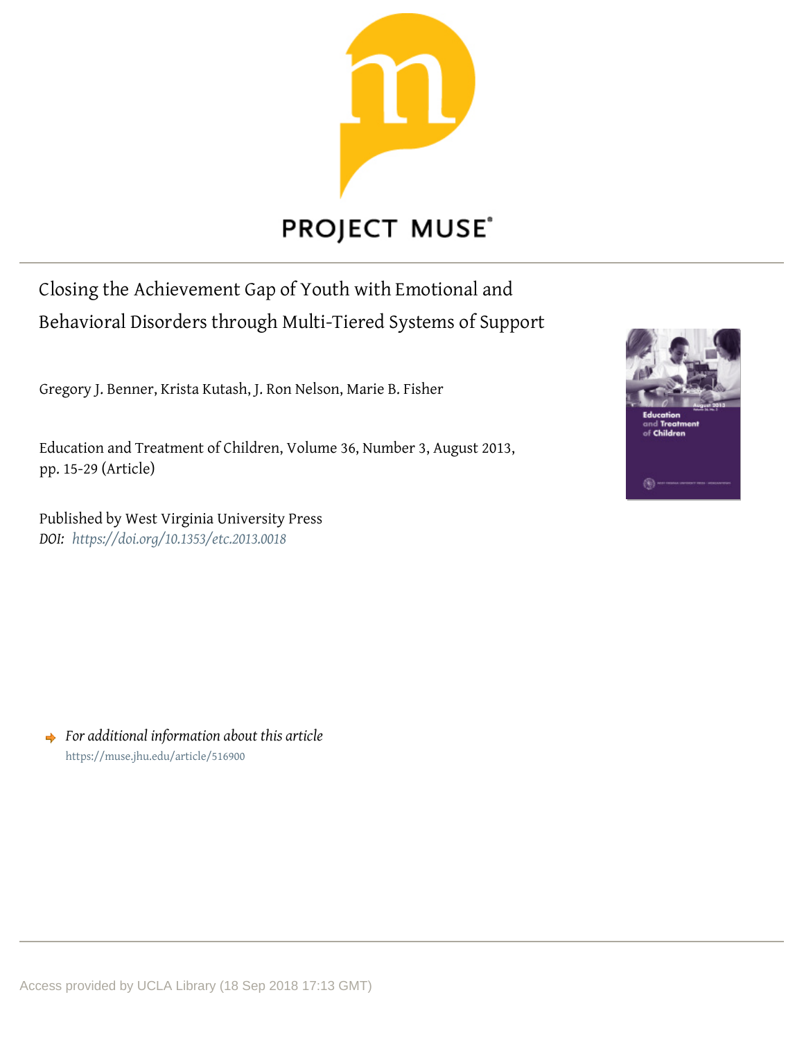PROJECT MUSE®

# Closing the Achievement Gap of Youth with Emotional and Behavioral Disorders through Multi-Tiered Systems of Support

Gregory J. Benner, Krista Kutash, J. Ron Nelson, Marie B. Fisher

Education and Treatment of Children, Volume 36, Number 3, August 2013, pp. 15-29 (Article)

Published by West Virginia University Press

*DOI: https://doi.org/10.1353/etc.2013.0018*

*For additional information about this article*

https://muse.jhu.edu/article/516900

Access provided by UCLA Library (18 Sep 2018 17:13 GMT)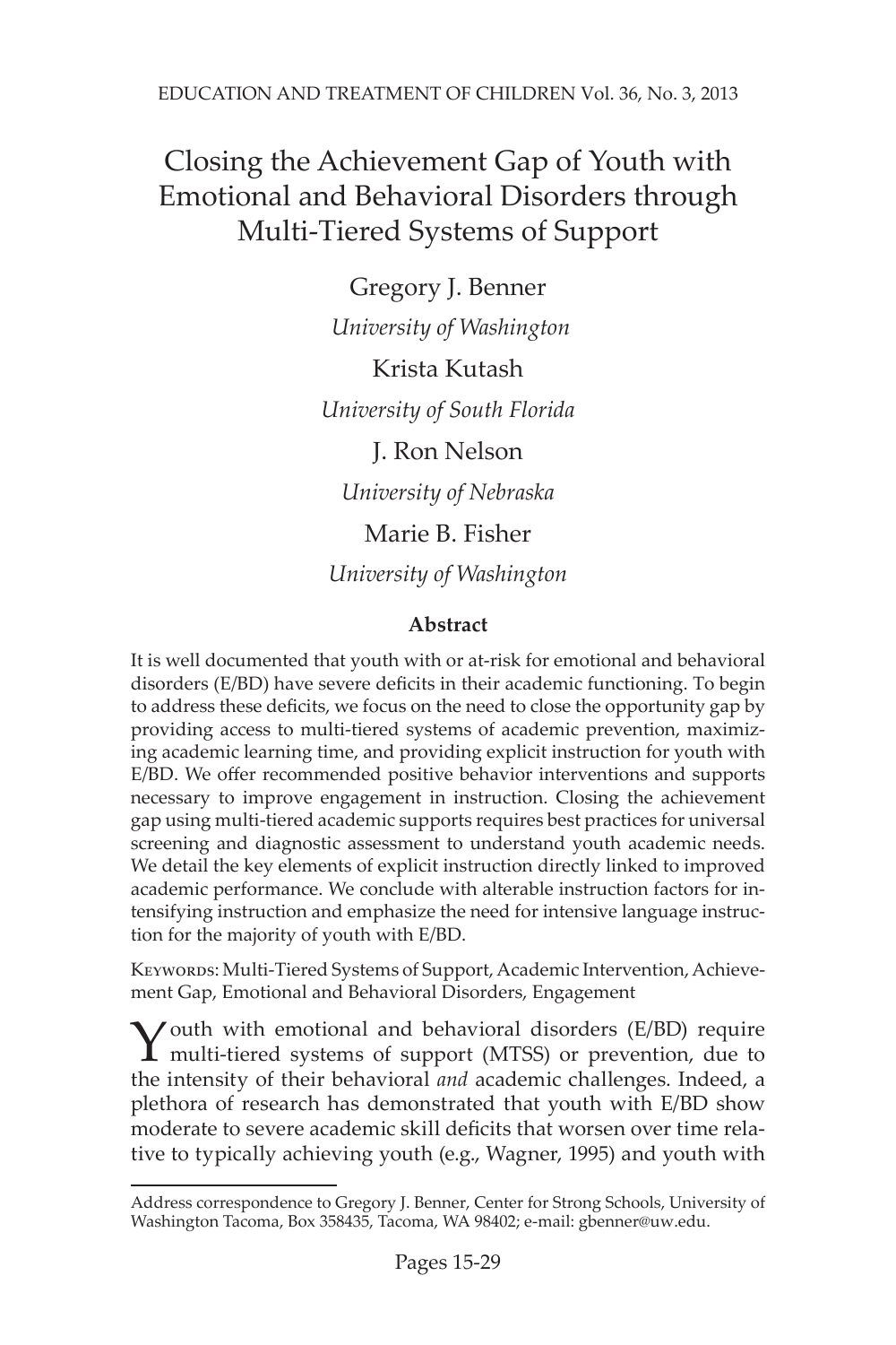# Closing the Achievement Gap of Youth with Emotional and Behavioral Disorders through Multi-Tiered Systems of Support

Gregory J. Benner

*University of Washington*

Krista Kutash

*University of South Florida*

J. Ron Nelson

*University of Nebraska*

Marie B. Fisher

*University of Washington*

### Abstract

It is well documented that youth with or at-risk for emotional and behavioral disorders (E/BD) have severe deficits in their academic functioning. To begin to address these deficits, we focus on the need to close the opportunity gap by providing access to multi-tiered systems of academic prevention, maximizing academic learning time, and providing explicit instruction for youth with E/BD. We offer recommended positive behavior interventions and supports necessary to improve engagement in instruction. Closing the achievement gap using multi-tiered academic supports requires best practices for universal screening and diagnostic assessment to understand youth academic needs. We detail the key elements of explicit instruction directly linked to improved academic performance. We conclude with alterable instruction factors for intensifying instruction and emphasize the need for intensive language instruction for the majority of youth with E/BD.

Keywords: Multi-Tiered Systems of Support, Academic Intervention, Achievement Gap, Emotional and Behavioral Disorders, Engagement

Youth with emotional and behavioral disorders (E/BD) require multi-tiered systems of support (MTSS) or prevention, due to the intensity of their behavioral *and* academic challenges. Indeed, a plethora of research has demonstrated that youth with E/BD show moderate to severe academic skill deficits that worsen over time relative to typically achieving youth (e.g., Wagner, 1995) and youth with

Address correspondence to Gregory J. Benner, Center for Strong Schools, University of Washington Tacoma, Box 358435, Tacoma, WA 98402; e-mail: gbenner@uw.edu.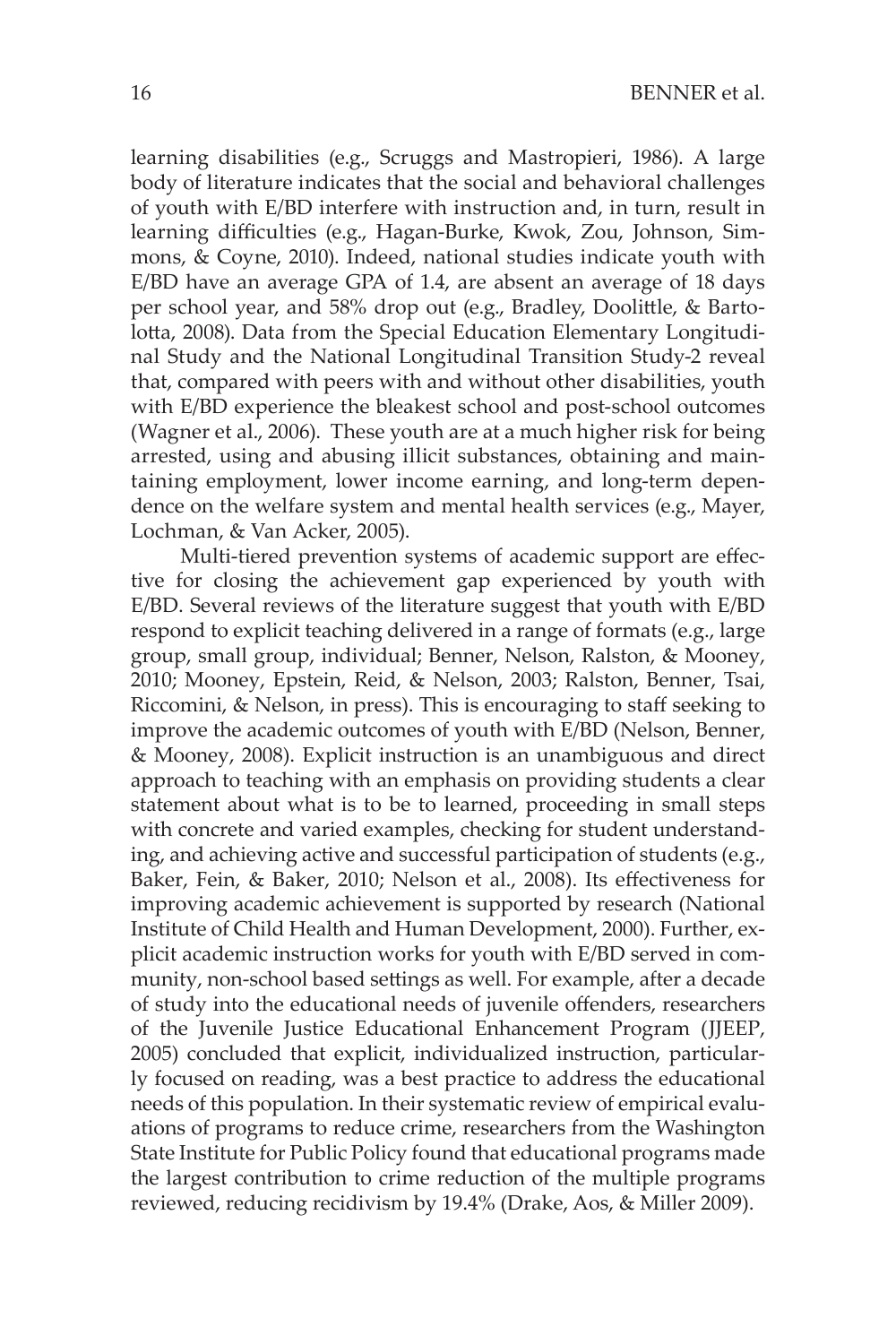learning disabilities (e.g., Scruggs and Mastropieri, 1986). A large body of literature indicates that the social and behavioral challenges of youth with E/BD interfere with instruction and, in turn, result in learning difficulties (e.g., Hagan-Burke, Kwok, Zou, Johnson, Simmons, & Coyne, 2010). Indeed, national studies indicate youth with E/BD have an average GPA of 1.4, are absent an average of 18 days per school year, and 58% drop out (e.g., Bradley, Doolittle, & Bartolotta, 2008). Data from the Special Education Elementary Longitudinal Study and the National Longitudinal Transition Study-2 reveal that, compared with peers with and without other disabilities, youth with E/BD experience the bleakest school and post-school outcomes (Wagner et al., 2006). These youth are at a much higher risk for being arrested, using and abusing illicit substances, obtaining and maintaining employment, lower income earning, and long-term dependence on the welfare system and mental health services (e.g., Mayer, Lochman, & Van Acker, 2005).

Multi-tiered prevention systems of academic support are effective for closing the achievement gap experienced by youth with E/BD. Several reviews of the literature suggest that youth with E/BD respond to explicit teaching delivered in a range of formats (e.g., large group, small group, individual; Benner, Nelson, Ralston, & Mooney, 2010; Mooney, Epstein, Reid, & Nelson, 2003; Ralston, Benner, Tsai, Riccomini, & Nelson, in press). This is encouraging to staff seeking to improve the academic outcomes of youth with E/BD (Nelson, Benner, & Mooney, 2008). Explicit instruction is an unambiguous and direct approach to teaching with an emphasis on providing students a clear statement about what is to be to learned, proceeding in small steps with concrete and varied examples, checking for student understanding, and achieving active and successful participation of students (e.g., Baker, Fein, & Baker, 2010; Nelson et al., 2008). Its effectiveness for improving academic achievement is supported by research (National Institute of Child Health and Human Development, 2000). Further, explicit academic instruction works for youth with E/BD served in community, non-school based settings as well. For example, after a decade of study into the educational needs of juvenile offenders, researchers of the Juvenile Justice Educational Enhancement Program (JJEEP, 2005) concluded that explicit, individualized instruction, particularly focused on reading, was a best practice to address the educational needs of this population. In their systematic review of empirical evaluations of programs to reduce crime, researchers from the Washington State Institute for Public Policy found that educational programs made the largest contribution to crime reduction of the multiple programs reviewed, reducing recidivism by 19.4% (Drake, Aos, & Miller 2009).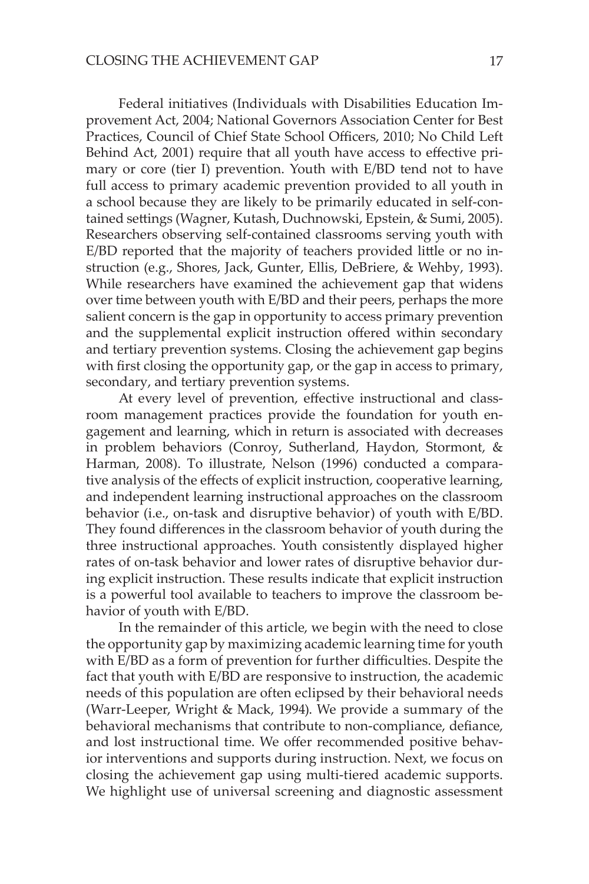Federal initiatives (Individuals with Disabilities Education Improvement Act, 2004; National Governors Association Center for Best Practices, Council of Chief State School Officers, 2010; No Child Left Behind Act, 2001) require that all youth have access to effective primary or core (tier I) prevention. Youth with E/BD tend not to have full access to primary academic prevention provided to all youth in a school because they are likely to be primarily educated in self-contained settings (Wagner, Kutash, Duchnowski, Epstein, & Sumi, 2005). Researchers observing self-contained classrooms serving youth with E/BD reported that the majority of teachers provided little or no instruction (e.g., Shores, Jack, Gunter, Ellis, DeBriere, & Wehby, 1993). While researchers have examined the achievement gap that widens over time between youth with E/BD and their peers, perhaps the more salient concern is the gap in opportunity to access primary prevention and the supplemental explicit instruction offered within secondary and tertiary prevention systems. Closing the achievement gap begins with first closing the opportunity gap, or the gap in access to primary, secondary, and tertiary prevention systems.

At every level of prevention, effective instructional and classroom management practices provide the foundation for youth engagement and learning, which in return is associated with decreases in problem behaviors (Conroy, Sutherland, Haydon, Stormont, & Harman, 2008). To illustrate, Nelson (1996) conducted a comparative analysis of the effects of explicit instruction, cooperative learning, and independent learning instructional approaches on the classroom behavior (i.e., on-task and disruptive behavior) of youth with E/BD. They found differences in the classroom behavior of youth during the three instructional approaches. Youth consistently displayed higher rates of on-task behavior and lower rates of disruptive behavior during explicit instruction. These results indicate that explicit instruction is a powerful tool available to teachers to improve the classroom behavior of youth with E/BD.

In the remainder of this article, we begin with the need to close the opportunity gap by maximizing academic learning time for youth with E/BD as a form of prevention for further difficulties. Despite the fact that youth with E/BD are responsive to instruction, the academic needs of this population are often eclipsed by their behavioral needs (Warr-Leeper, Wright & Mack, 1994). We provide a summary of the behavioral mechanisms that contribute to non-compliance, defiance, and lost instructional time. We offer recommended positive behavior interventions and supports during instruction. Next, we focus on closing the achievement gap using multi-tiered academic supports. We highlight use of universal screening and diagnostic assessment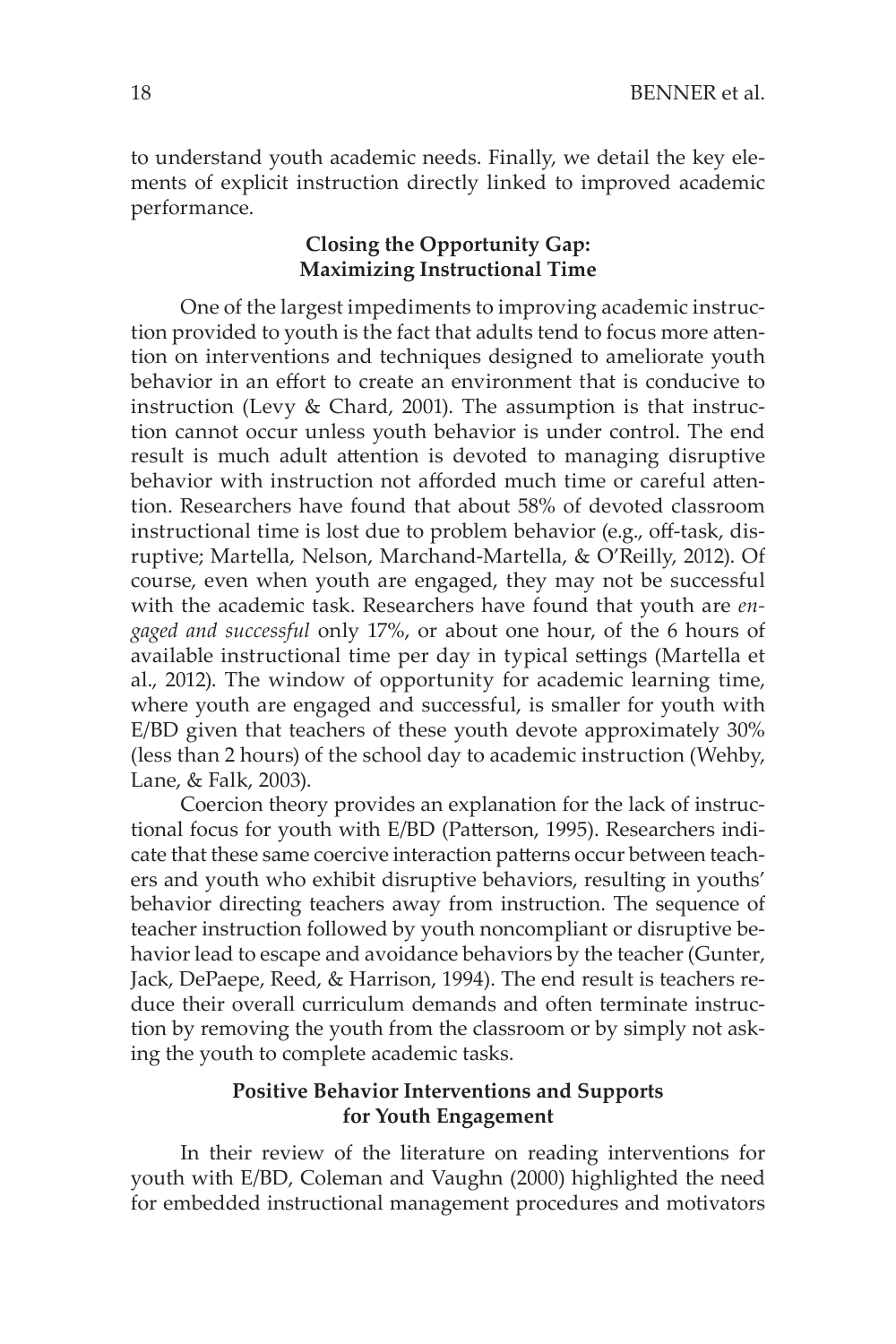to understand youth academic needs. Finally, we detail the key elements of explicit instruction directly linked to improved academic performance.

## Closing the Opportunity Gap: Maximizing Instructional Time

One of the largest impediments to improving academic instruction provided to youth is the fact that adults tend to focus more attention on interventions and techniques designed to ameliorate youth behavior in an effort to create an environment that is conducive to instruction (Levy & Chard, 2001). The assumption is that instruction cannot occur unless youth behavior is under control. The end result is much adult attention is devoted to managing disruptive behavior with instruction not afforded much time or careful attention. Researchers have found that about 58% of devoted classroom instructional time is lost due to problem behavior (e.g., off-task, disruptive; Martella, Nelson, Marchand-Martella, & O'Reilly, 2012). Of course, even when youth are engaged, they may not be successful with the academic task. Researchers have found that youth are *engaged and successful* only 17%, or about one hour, of the 6 hours of available instructional time per day in typical settings (Martella et al., 2012). The window of opportunity for academic learning time, where youth are engaged and successful, is smaller for youth with E/BD given that teachers of these youth devote approximately 30% (less than 2 hours) of the school day to academic instruction (Wehby, Lane, & Falk, 2003).

Coercion theory provides an explanation for the lack of instructional focus for youth with E/BD (Patterson, 1995). Researchers indicate that these same coercive interaction patterns occur between teachers and youth who exhibit disruptive behaviors, resulting in youths' behavior directing teachers away from instruction. The sequence of teacher instruction followed by youth noncompliant or disruptive behavior lead to escape and avoidance behaviors by the teacher (Gunter, Jack, DePaepe, Reed, & Harrison, 1994). The end result is teachers reduce their overall curriculum demands and often terminate instruction by removing the youth from the classroom or by simply not asking the youth to complete academic tasks.

## Positive Behavior Interventions and Supports for Youth Engagement

In their review of the literature on reading interventions for youth with E/BD, Coleman and Vaughn (2000) highlighted the need for embedded instructional management procedures and motivators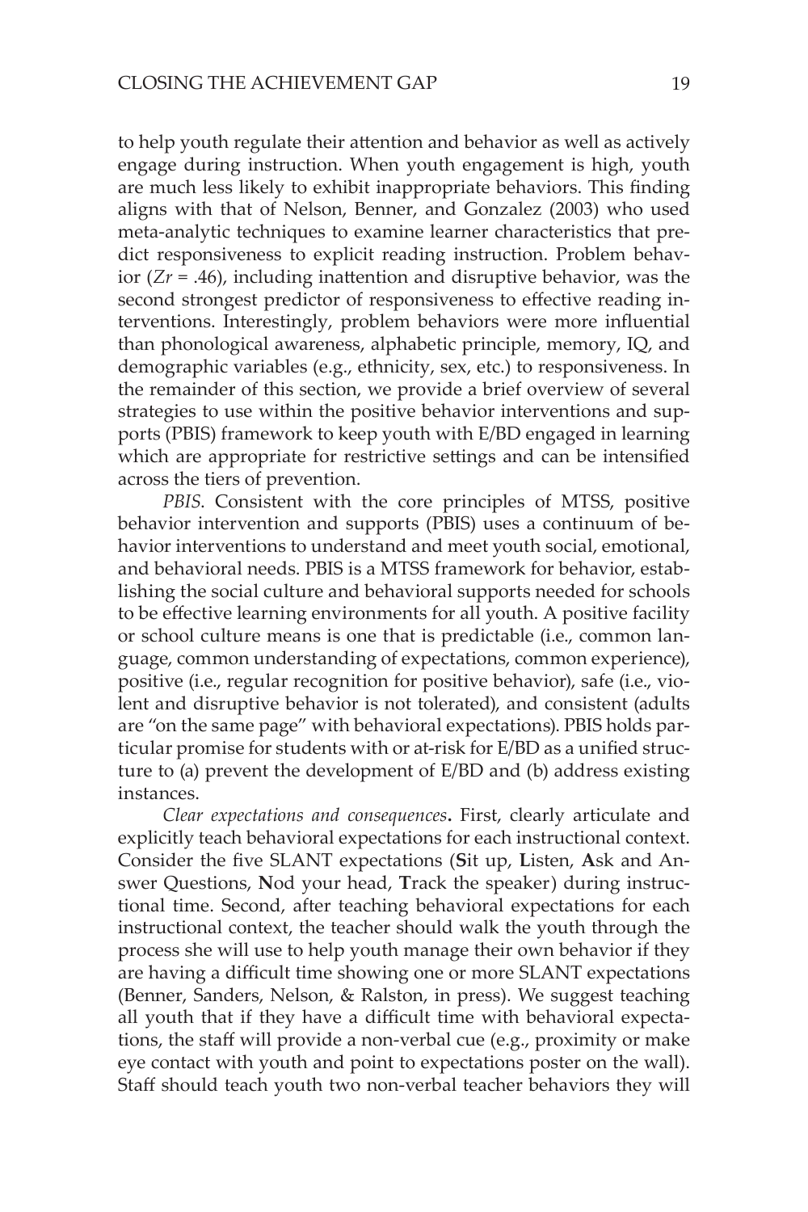to help youth regulate their attention and behavior as well as actively engage during instruction. When youth engagement is high, youth are much less likely to exhibit inappropriate behaviors. This finding aligns with that of Nelson, Benner, and Gonzalez (2003) who used meta-analytic techniques to examine learner characteristics that predict responsiveness to explicit reading instruction. Problem behavior ($Zr = .46$), including inattention and disruptive behavior, was the second strongest predictor of responsiveness to effective reading interventions. Interestingly, problem behaviors were more influential than phonological awareness, alphabetic principle, memory, IQ, and demographic variables (e.g., ethnicity, sex, etc.) to responsiveness. In the remainder of this section, we provide a brief overview of several strategies to use within the positive behavior interventions and supports (PBIS) framework to keep youth with E/BD engaged in learning which are appropriate for restrictive settings and can be intensified across the tiers of prevention.

*PBIS*. Consistent with the core principles of MTSS, positive behavior intervention and supports (PBIS) uses a continuum of behavior interventions to understand and meet youth social, emotional, and behavioral needs. PBIS is a MTSS framework for behavior, establishing the social culture and behavioral supports needed for schools to be effective learning environments for all youth. A positive facility or school culture means is one that is predictable (i.e., common language, common understanding of expectations, common experience), positive (i.e., regular recognition for positive behavior), safe (i.e., violent and disruptive behavior is not tolerated), and consistent (adults are "on the same page" with behavioral expectations). PBIS holds particular promise for students with or at-risk for E/BD as a unified structure to (a) prevent the development of E/BD and (b) address existing instances.

*Clear expectations and consequences***.** First, clearly articulate and explicitly teach behavioral expectations for each instructional context. Consider the five SLANT expectations (**S**it up, **L**isten, **A**sk and Answer Questions, **N**od your head, **T**rack the speaker) during instructional time. Second, after teaching behavioral expectations for each instructional context, the teacher should walk the youth through the process she will use to help youth manage their own behavior if they are having a difficult time showing one or more SLANT expectations (Benner, Sanders, Nelson, & Ralston, in press). We suggest teaching all youth that if they have a difficult time with behavioral expectations, the staff will provide a non-verbal cue (e.g., proximity or make eye contact with youth and point to expectations poster on the wall). Staff should teach youth two non-verbal teacher behaviors they will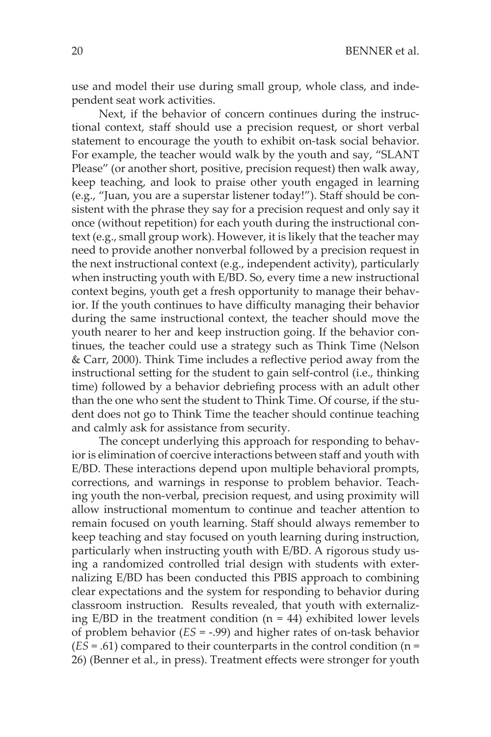use and model their use during small group, whole class, and independent seat work activities.

Next, if the behavior of concern continues during the instructional context, staff should use a precision request, or short verbal statement to encourage the youth to exhibit on-task social behavior. For example, the teacher would walk by the youth and say, "SLANT Please" (or another short, positive, precision request) then walk away, keep teaching, and look to praise other youth engaged in learning (e.g., "Juan, you are a superstar listener today!"). Staff should be consistent with the phrase they say for a precision request and only say it once (without repetition) for each youth during the instructional context (e.g., small group work). However, it is likely that the teacher may need to provide another nonverbal followed by a precision request in the next instructional context (e.g., independent activity), particularly when instructing youth with E/BD. So, every time a new instructional context begins, youth get a fresh opportunity to manage their behavior. If the youth continues to have difficulty managing their behavior during the same instructional context, the teacher should move the youth nearer to her and keep instruction going. If the behavior continues, the teacher could use a strategy such as Think Time (Nelson & Carr, 2000). Think Time includes a reflective period away from the instructional setting for the student to gain self-control (i.e., thinking time) followed by a behavior debriefing process with an adult other than the one who sent the student to Think Time. Of course, if the student does not go to Think Time the teacher should continue teaching and calmly ask for assistance from security.

The concept underlying this approach for responding to behavior is elimination of coercive interactions between staff and youth with E/BD. These interactions depend upon multiple behavioral prompts, corrections, and warnings in response to problem behavior. Teaching youth the non-verbal, precision request, and using proximity will allow instructional momentum to continue and teacher attention to remain focused on youth learning. Staff should always remember to keep teaching and stay focused on youth learning during instruction, particularly when instructing youth with E/BD. A rigorous study using a randomized controlled trial design with students with externalizing E/BD has been conducted this PBIS approach to combining clear expectations and the system for responding to behavior during classroom instruction. Results revealed, that youth with externalizing E/BD in the treatment condition ($n = 44$) exhibited lower levels of problem behavior ($ES = -.99$) and higher rates of on-task behavior ($ES = .61$) compared to their counterparts in the control condition ($n = 26$) (Benner et al., in press). Treatment effects were stronger for youth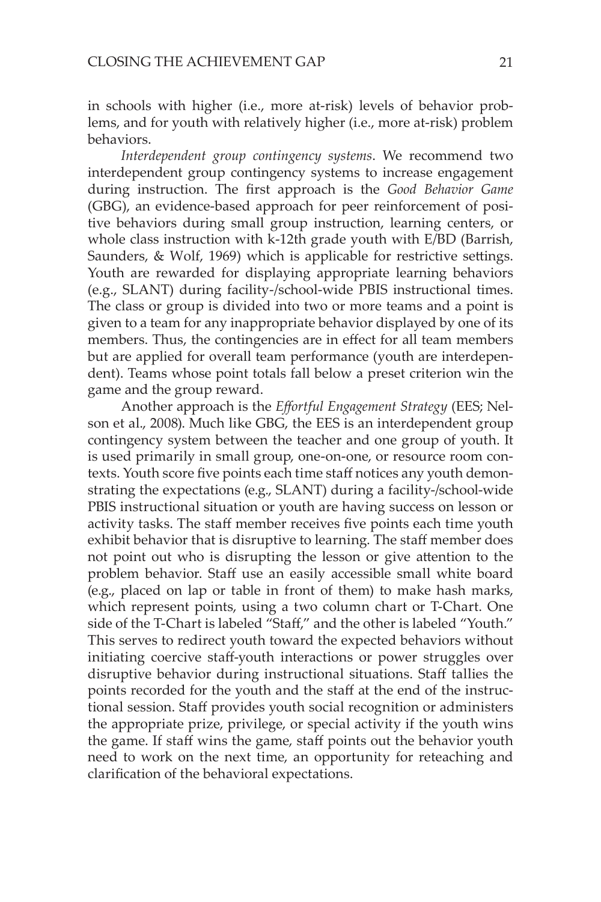in schools with higher (i.e., more at-risk) levels of behavior problems, and for youth with relatively higher (i.e., more at-risk) problem behaviors.

*Interdependent group contingency systems*. We recommend two interdependent group contingency systems to increase engagement during instruction. The first approach is the *Good Behavior Game* (GBG), an evidence-based approach for peer reinforcement of positive behaviors during small group instruction, learning centers, or whole class instruction with k-12th grade youth with E/BD (Barrish, Saunders, & Wolf, 1969) which is applicable for restrictive settings. Youth are rewarded for displaying appropriate learning behaviors (e.g., SLANT) during facility-/school-wide PBIS instructional times. The class or group is divided into two or more teams and a point is given to a team for any inappropriate behavior displayed by one of its members. Thus, the contingencies are in effect for all team members but are applied for overall team performance (youth are interdependent). Teams whose point totals fall below a preset criterion win the game and the group reward.

Another approach is the *Effortful Engagement Strategy* (EES; Nelson et al., 2008). Much like GBG, the EES is an interdependent group contingency system between the teacher and one group of youth. It is used primarily in small group, one-on-one, or resource room contexts. Youth score five points each time staff notices any youth demonstrating the expectations (e.g., SLANT) during a facility-/school-wide PBIS instructional situation or youth are having success on lesson or activity tasks. The staff member receives five points each time youth exhibit behavior that is disruptive to learning. The staff member does not point out who is disrupting the lesson or give attention to the problem behavior. Staff use an easily accessible small white board (e.g., placed on lap or table in front of them) to make hash marks, which represent points, using a two column chart or T-Chart. One side of the T-Chart is labeled "Staff," and the other is labeled "Youth." This serves to redirect youth toward the expected behaviors without initiating coercive staff-youth interactions or power struggles over disruptive behavior during instructional situations. Staff tallies the points recorded for the youth and the staff at the end of the instructional session. Staff provides youth social recognition or administers the appropriate prize, privilege, or special activity if the youth wins the game. If staff wins the game, staff points out the behavior youth need to work on the next time, an opportunity for reteaching and clarification of the behavioral expectations.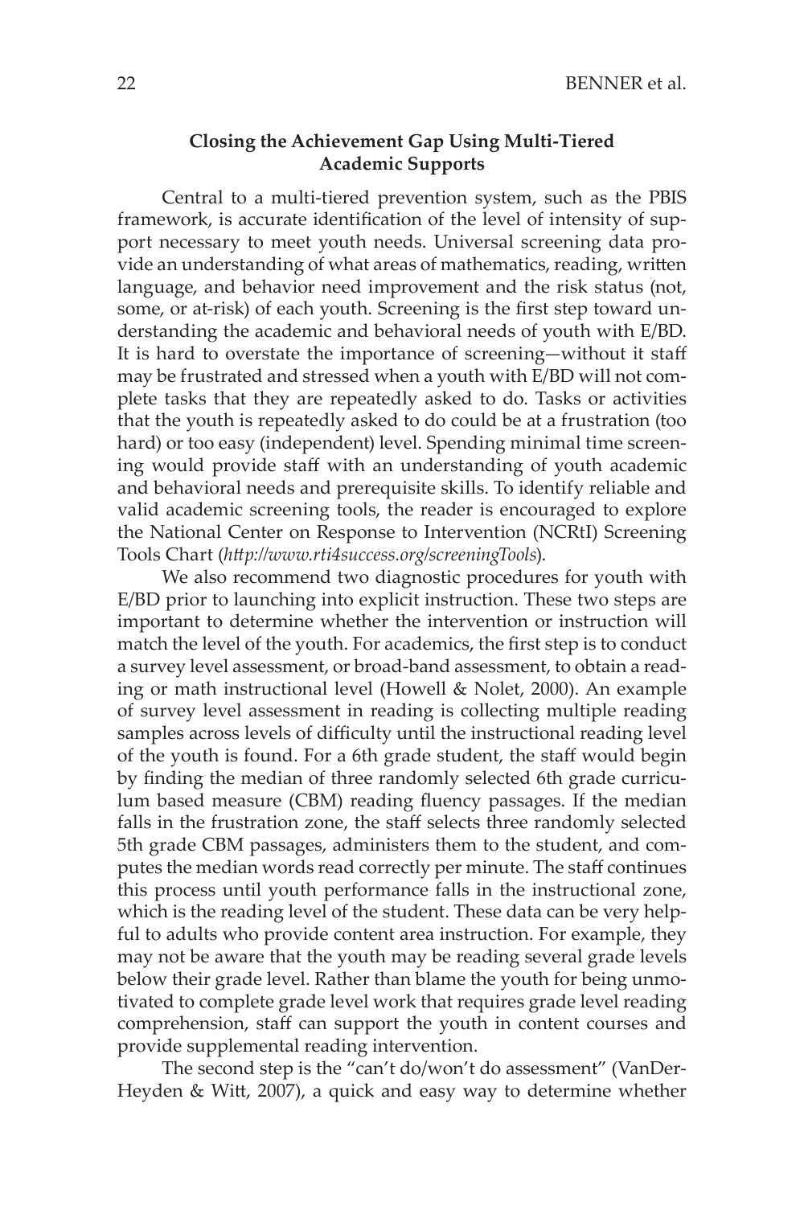## Closing the Achievement Gap Using Multi-Tiered Academic Supports

Central to a multi-tiered prevention system, such as the PBIS framework, is accurate identification of the level of intensity of support necessary to meet youth needs. Universal screening data provide an understanding of what areas of mathematics, reading, written language, and behavior need improvement and the risk status (not, some, or at-risk) of each youth. Screening is the first step toward understanding the academic and behavioral needs of youth with E/BD. It is hard to overstate the importance of screening—without it staff may be frustrated and stressed when a youth with E/BD will not complete tasks that they are repeatedly asked to do. Tasks or activities that the youth is repeatedly asked to do could be at a frustration (too hard) or too easy (independent) level. Spending minimal time screening would provide staff with an understanding of youth academic and behavioral needs and prerequisite skills. To identify reliable and valid academic screening tools, the reader is encouraged to explore the National Center on Response to Intervention (NCRtI) Screening Tools Chart (*http://www.rti4success.org/screeningTools*).

We also recommend two diagnostic procedures for youth with E/BD prior to launching into explicit instruction. These two steps are important to determine whether the intervention or instruction will match the level of the youth. For academics, the first step is to conduct a survey level assessment, or broad-band assessment, to obtain a reading or math instructional level (Howell & Nolet, 2000). An example of survey level assessment in reading is collecting multiple reading samples across levels of difficulty until the instructional reading level of the youth is found. For a 6th grade student, the staff would begin by finding the median of three randomly selected 6th grade curriculum based measure (CBM) reading fluency passages. If the median falls in the frustration zone, the staff selects three randomly selected 5th grade CBM passages, administers them to the student, and computes the median words read correctly per minute. The staff continues this process until youth performance falls in the instructional zone, which is the reading level of the student. These data can be very helpful to adults who provide content area instruction. For example, they may not be aware that the youth may be reading several grade levels below their grade level. Rather than blame the youth for being unmotivated to complete grade level work that requires grade level reading comprehension, staff can support the youth in content courses and provide supplemental reading intervention.

The second step is the "can't do/won't do assessment" (VanDerHeyden & Witt, 2007), a quick and easy way to determine whether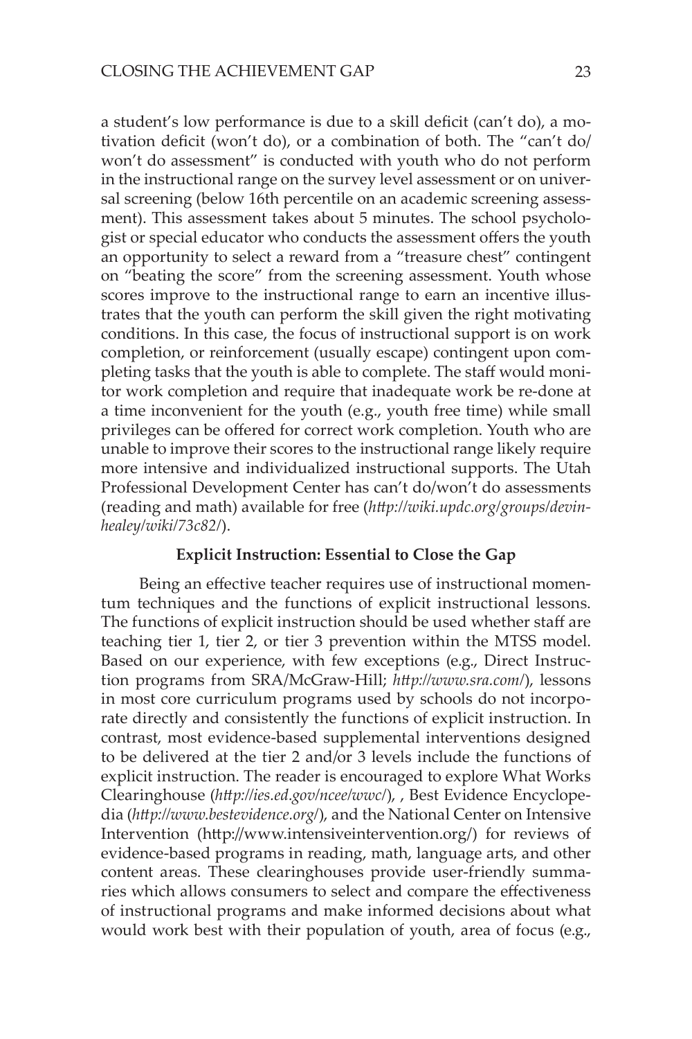a student's low performance is due to a skill deficit (can't do), a motivation deficit (won't do), or a combination of both. The "can't do/ won't do assessment" is conducted with youth who do not perform in the instructional range on the survey level assessment or on universal screening (below 16th percentile on an academic screening assessment). This assessment takes about 5 minutes. The school psychologist or special educator who conducts the assessment offers the youth an opportunity to select a reward from a "treasure chest" contingent on "beating the score" from the screening assessment. Youth whose scores improve to the instructional range to earn an incentive illustrates that the youth can perform the skill given the right motivating conditions. In this case, the focus of instructional support is on work completion, or reinforcement (usually escape) contingent upon completing tasks that the youth is able to complete. The staff would monitor work completion and require that inadequate work be re-done at a time inconvenient for the youth (e.g., youth free time) while small privileges can be offered for correct work completion. Youth who are unable to improve their scores to the instructional range likely require more intensive and individualized instructional supports. The Utah Professional Development Center has can't do/won't do assessments (reading and math) available for free (*http://wiki.updc.org/groups/devinhealey/wiki/73c82/*).

### Explicit Instruction: Essential to Close the Gap

Being an effective teacher requires use of instructional momentum techniques and the functions of explicit instructional lessons. The functions of explicit instruction should be used whether staff are teaching tier 1, tier 2, or tier 3 prevention within the MTSS model. Based on our experience, with few exceptions (e.g., Direct Instruction programs from SRA/McGraw-Hill; *http://www.sra.com/*), lessons in most core curriculum programs used by schools do not incorporate directly and consistently the functions of explicit instruction. In contrast, most evidence-based supplemental interventions designed to be delivered at the tier 2 and/or 3 levels include the functions of explicit instruction. The reader is encouraged to explore What Works Clearinghouse (*http://ies.ed.gov/ncee/wwc/*), , Best Evidence Encyclopedia (*http://www.bestevidence.org/*), and the National Center on Intensive Intervention (http://www.intensiveintervention.org/) for reviews of evidence-based programs in reading, math, language arts, and other content areas. These clearinghouses provide user-friendly summaries which allows consumers to select and compare the effectiveness of instructional programs and make informed decisions about what would work best with their population of youth, area of focus (e.g.,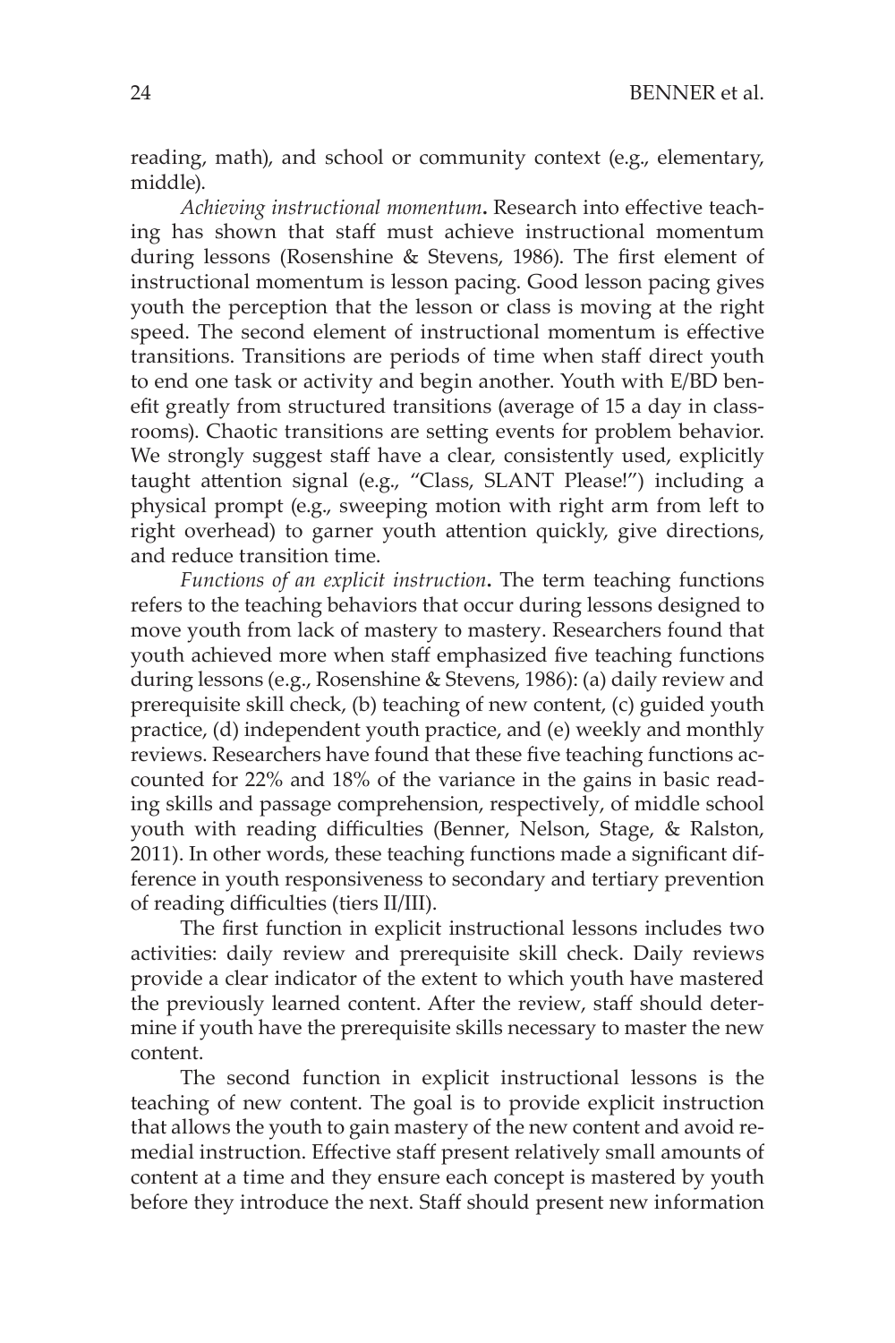reading, math), and school or community context (e.g., elementary, middle).

*Achieving instructional momentum***.** Research into effective teaching has shown that staff must achieve instructional momentum during lessons (Rosenshine & Stevens, 1986). The first element of instructional momentum is lesson pacing. Good lesson pacing gives youth the perception that the lesson or class is moving at the right speed. The second element of instructional momentum is effective transitions. Transitions are periods of time when staff direct youth to end one task or activity and begin another. Youth with E/BD benefit greatly from structured transitions (average of 15 a day in classrooms). Chaotic transitions are setting events for problem behavior. We strongly suggest staff have a clear, consistently used, explicitly taught attention signal (e.g., "Class, SLANT Please!") including a physical prompt (e.g., sweeping motion with right arm from left to right overhead) to garner youth attention quickly, give directions, and reduce transition time.

*Functions of an explicit instruction***.** The term teaching functions refers to the teaching behaviors that occur during lessons designed to move youth from lack of mastery to mastery. Researchers found that youth achieved more when staff emphasized five teaching functions during lessons (e.g., Rosenshine & Stevens, 1986): (a) daily review and prerequisite skill check, (b) teaching of new content, (c) guided youth practice, (d) independent youth practice, and (e) weekly and monthly reviews. Researchers have found that these five teaching functions accounted for 22% and 18% of the variance in the gains in basic reading skills and passage comprehension, respectively, of middle school youth with reading difficulties (Benner, Nelson, Stage, & Ralston, 2011). In other words, these teaching functions made a significant difference in youth responsiveness to secondary and tertiary prevention of reading difficulties (tiers II/III).

The first function in explicit instructional lessons includes two activities: daily review and prerequisite skill check. Daily reviews provide a clear indicator of the extent to which youth have mastered the previously learned content. After the review, staff should determine if youth have the prerequisite skills necessary to master the new content.

The second function in explicit instructional lessons is the teaching of new content. The goal is to provide explicit instruction that allows the youth to gain mastery of the new content and avoid remedial instruction. Effective staff present relatively small amounts of content at a time and they ensure each concept is mastered by youth before they introduce the next. Staff should present new information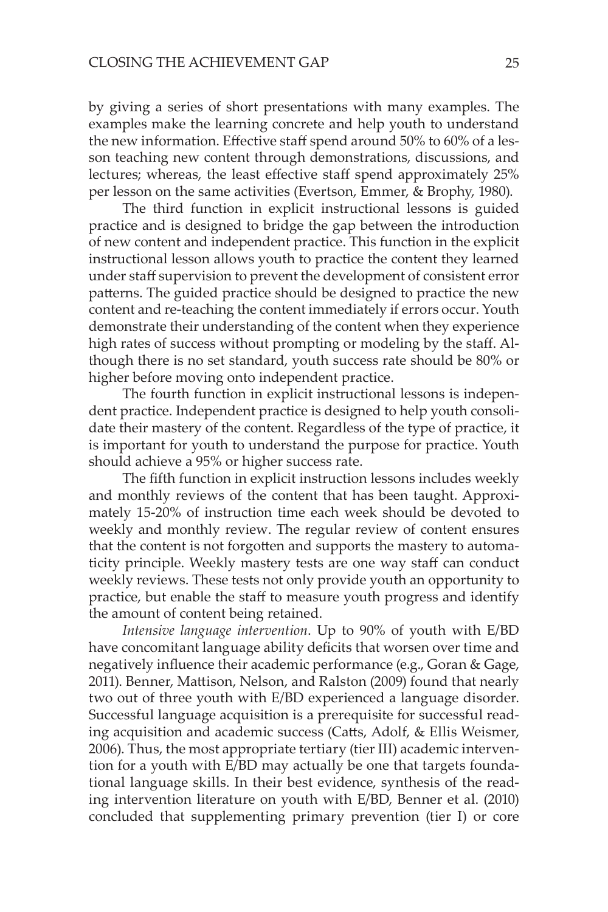by giving a series of short presentations with many examples. The examples make the learning concrete and help youth to understand the new information. Effective staff spend around 50% to 60% of a lesson teaching new content through demonstrations, discussions, and lectures; whereas, the least effective staff spend approximately 25% per lesson on the same activities (Evertson, Emmer, & Brophy, 1980).

The third function in explicit instructional lessons is guided practice and is designed to bridge the gap between the introduction of new content and independent practice. This function in the explicit instructional lesson allows youth to practice the content they learned under staff supervision to prevent the development of consistent error patterns. The guided practice should be designed to practice the new content and re-teaching the content immediately if errors occur. Youth demonstrate their understanding of the content when they experience high rates of success without prompting or modeling by the staff. Although there is no set standard, youth success rate should be 80% or higher before moving onto independent practice.

The fourth function in explicit instructional lessons is independent practice. Independent practice is designed to help youth consolidate their mastery of the content. Regardless of the type of practice, it is important for youth to understand the purpose for practice. Youth should achieve a 95% or higher success rate.

The fifth function in explicit instruction lessons includes weekly and monthly reviews of the content that has been taught. Approximately 15-20% of instruction time each week should be devoted to weekly and monthly review. The regular review of content ensures that the content is not forgotten and supports the mastery to automaticity principle. Weekly mastery tests are one way staff can conduct weekly reviews. These tests not only provide youth an opportunity to practice, but enable the staff to measure youth progress and identify the amount of content being retained.

*Intensive language intervention*. Up to 90% of youth with E/BD have concomitant language ability deficits that worsen over time and negatively influence their academic performance (e.g., Goran & Gage, 2011). Benner, Mattison, Nelson, and Ralston (2009) found that nearly two out of three youth with E/BD experienced a language disorder. Successful language acquisition is a prerequisite for successful reading acquisition and academic success (Catts, Adolf, & Ellis Weismer, 2006). Thus, the most appropriate tertiary (tier III) academic intervention for a youth with E/BD may actually be one that targets foundational language skills. In their best evidence, synthesis of the reading intervention literature on youth with E/BD, Benner et al. (2010) concluded that supplementing primary prevention (tier I) or core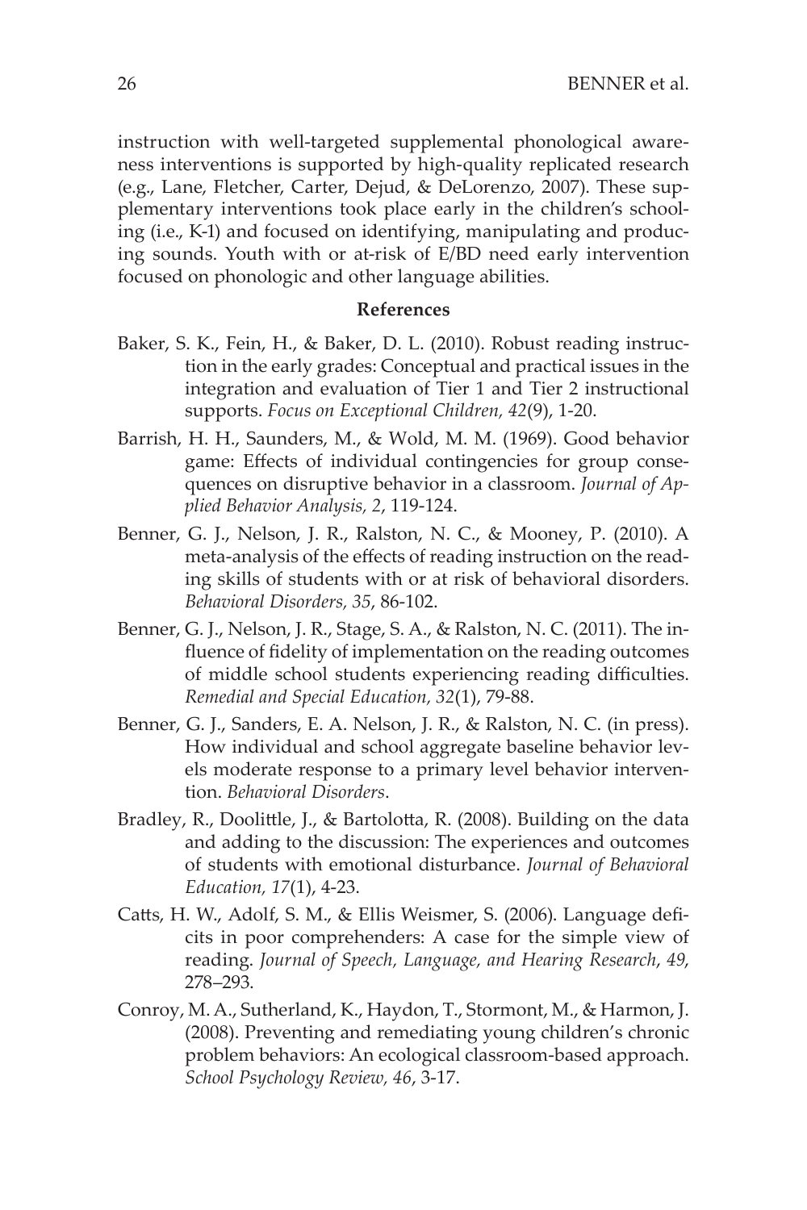instruction with well-targeted supplemental phonological awareness interventions is supported by high-quality replicated research (e.g., Lane, Fletcher, Carter, Dejud, & DeLorenzo, 2007). These supplementary interventions took place early in the children's schooling (i.e., K-1) and focused on identifying, manipulating and producing sounds. Youth with or at-risk of E/BD need early intervention focused on phonologic and other language abilities.

## References

Baker, S. K., Fein, H., & Baker, D. L. (2010). Robust reading instruction in the early grades: Conceptual and practical issues in the integration and evaluation of Tier 1 and Tier 2 instructional supports. *Focus on Exceptional Children, 42*(9), 1-20.

Barrish, H. H., Saunders, M., & Wold, M. M. (1969). Good behavior game: Effects of individual contingencies for group consequences on disruptive behavior in a classroom. *Journal of Applied Behavior Analysis, 2*, 119-124.

Benner, G. J., Nelson, J. R., Ralston, N. C., & Mooney, P. (2010). A meta-analysis of the effects of reading instruction on the reading skills of students with or at risk of behavioral disorders. *Behavioral Disorders, 35*, 86-102.

Benner, G. J., Nelson, J. R., Stage, S. A., & Ralston, N. C. (2011). The influence of fidelity of implementation on the reading outcomes of middle school students experiencing reading difficulties. *Remedial and Special Education, 32*(1), 79-88.

Benner, G. J., Sanders, E. A. Nelson, J. R., & Ralston, N. C. (in press). How individual and school aggregate baseline behavior levels moderate response to a primary level behavior intervention. *Behavioral Disorders*.

Bradley, R., Doolittle, J., & Bartolotta, R. (2008). Building on the data and adding to the discussion: The experiences and outcomes of students with emotional disturbance. *Journal of Behavioral Education, 17*(1), 4-23.

Catts, H. W., Adolf, S. M., & Ellis Weismer, S. (2006). Language deficits in poor comprehenders: A case for the simple view of reading. *Journal of Speech, Language, and Hearing Research*, *49*, 278–293.

Conroy, M. A., Sutherland, K., Haydon, T., Stormont, M., & Harmon, J. (2008). Preventing and remediating young children's chronic problem behaviors: An ecological classroom-based approach. *School Psychology Review, 46*, 3-17.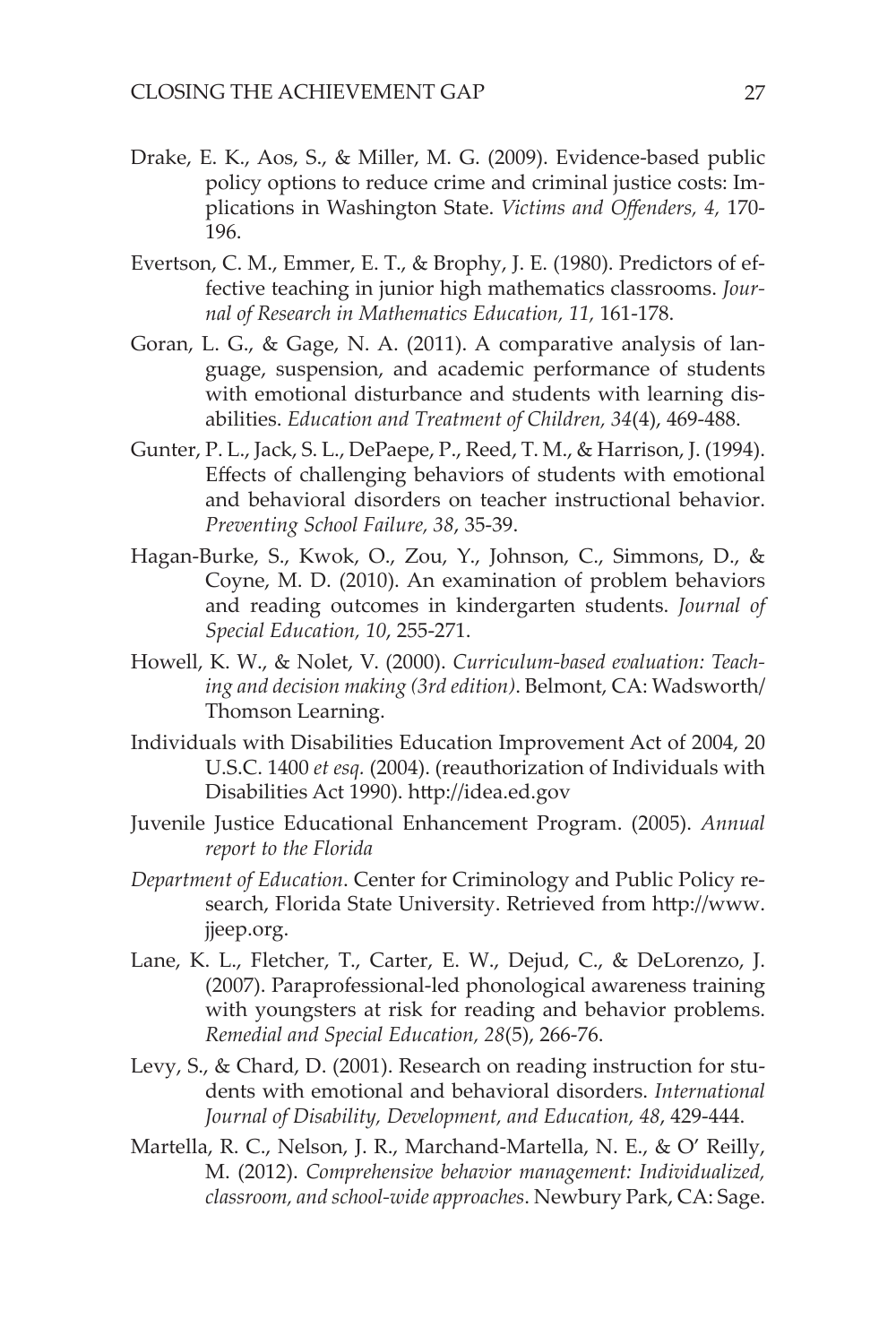Drake, E. K., Aos, S., & Miller, M. G. (2009). Evidence-based public policy options to reduce crime and criminal justice costs: Implications in Washington State. *Victims and Offenders, 4,* 170-196.

Evertson, C. M., Emmer, E. T., & Brophy, J. E. (1980). Predictors of effective teaching in junior high mathematics classrooms. *Journal of Research in Mathematics Education, 11,* 161-178.

Goran, L. G., & Gage, N. A. (2011). A comparative analysis of language, suspension, and academic performance of students with emotional disturbance and students with learning disabilities. *Education and Treatment of Children, 34*(4), 469-488.

Gunter, P. L., Jack, S. L., DePaepe, P., Reed, T. M., & Harrison, J. (1994). Effects of challenging behaviors of students with emotional and behavioral disorders on teacher instructional behavior. *Preventing School Failure, 38*, 35-39.

Hagan-Burke, S., Kwok, O., Zou, Y., Johnson, C., Simmons, D., & Coyne, M. D. (2010). An examination of problem behaviors and reading outcomes in kindergarten students. *Journal of Special Education, 10*, 255-271.

Howell, K. W., & Nolet, V. (2000). *Curriculum-based evaluation: Teaching and decision making (3rd edition)*. Belmont, CA: Wadsworth/Thomson Learning.

Individuals with Disabilities Education Improvement Act of 2004, 20 U.S.C. 1400 *et esq.* (2004). (reauthorization of Individuals with Disabilities Act 1990). http://idea.ed.gov

Juvenile Justice Educational Enhancement Program. (2005). *Annual report to the Florida*

*Department of Education*. Center for Criminology and Public Policy research, Florida State University. Retrieved from http://www.jjeep.org.

Lane, K. L., Fletcher, T., Carter, E. W., Dejud, C., & DeLorenzo, J. (2007). Paraprofessional-led phonological awareness training with youngsters at risk for reading and behavior problems. *Remedial and Special Education, 28*(5), 266-76.

Levy, S., & Chard, D. (2001). Research on reading instruction for students with emotional and behavioral disorders. *International Journal of Disability, Development, and Education, 48*, 429-444.

Martella, R. C., Nelson, J. R., Marchand-Martella, N. E., & O' Reilly, M. (2012). *Comprehensive behavior management: Individualized, classroom, and school-wide approaches*. Newbury Park, CA: Sage.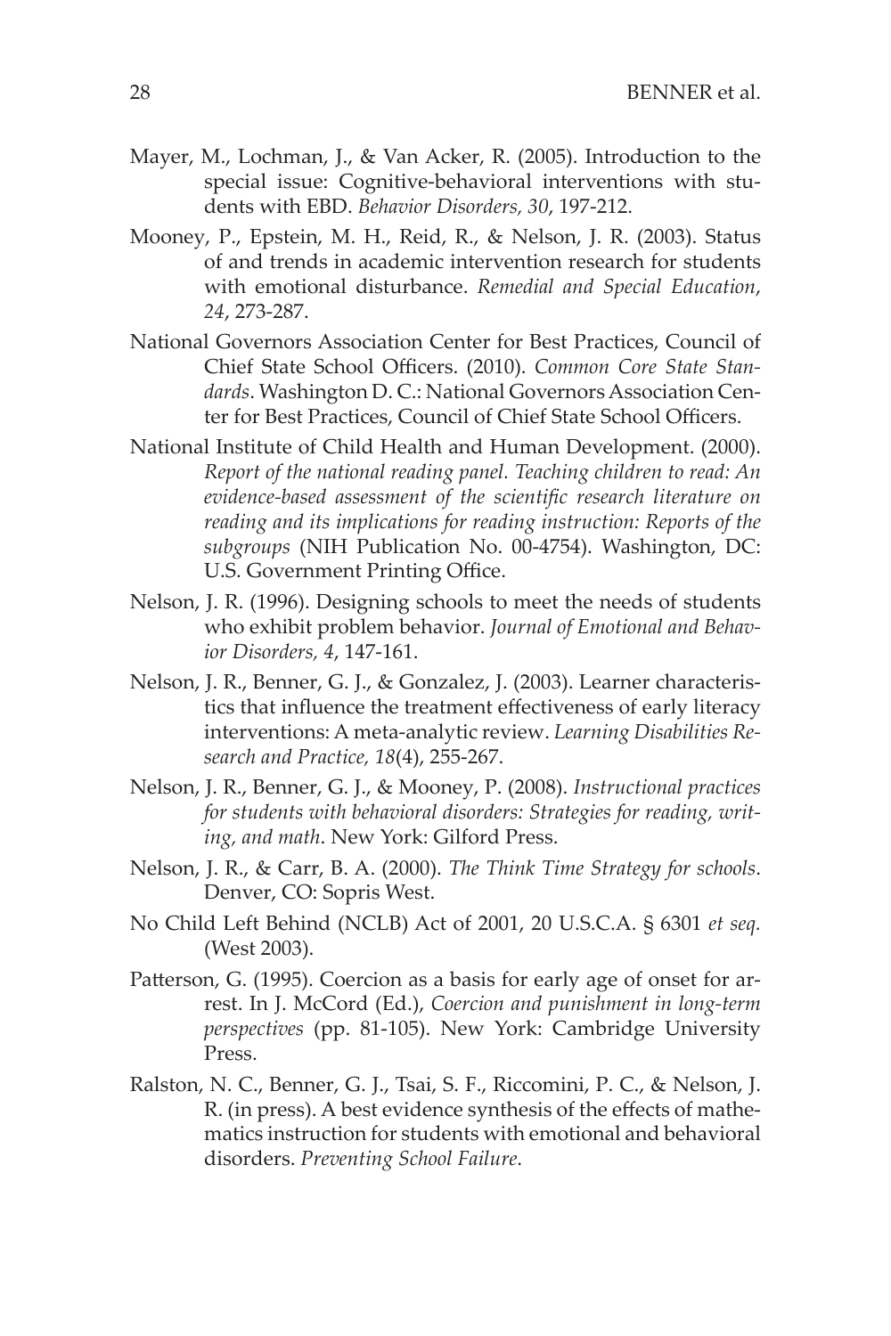Mayer, M., Lochman, J., & Van Acker, R. (2005). Introduction to the special issue: Cognitive-behavioral interventions with students with EBD. *Behavior Disorders, 30*, 197-212.

Mooney, P., Epstein, M. H., Reid, R., & Nelson, J. R. (2003). Status of and trends in academic intervention research for students with emotional disturbance. *Remedial and Special Education*, *24*, 273-287.

National Governors Association Center for Best Practices, Council of Chief State School Officers. (2010). *Common Core State Standards*. Washington D. C.: National Governors Association Center for Best Practices, Council of Chief State School Officers.

National Institute of Child Health and Human Development. (2000). *Report of the national reading panel. Teaching children to read: An evidence-based assessment of the scientific research literature on reading and its implications for reading instruction: Reports of the subgroups* (NIH Publication No. 00-4754). Washington, DC: U.S. Government Printing Office.

Nelson, J. R. (1996). Designing schools to meet the needs of students who exhibit problem behavior. *Journal of Emotional and Behavior Disorders, 4*, 147-161.

Nelson, J. R., Benner, G. J., & Gonzalez, J. (2003). Learner characteristics that influence the treatment effectiveness of early literacy interventions: A meta-analytic review. *Learning Disabilities Research and Practice, 18*(4), 255-267.

Nelson, J. R., Benner, G. J., & Mooney, P. (2008). *Instructional practices for students with behavioral disorders: Strategies for reading, writing, and math*. New York: Gilford Press.

Nelson, J. R., & Carr, B. A. (2000). *The Think Time Strategy for schools*. Denver, CO: Sopris West.

No Child Left Behind (NCLB) Act of 2001, 20 U.S.C.A. § 6301 *et seq.* (West 2003).

Patterson, G. (1995). Coercion as a basis for early age of onset for arrest. In J. McCord (Ed.), *Coercion and punishment in long-term perspectives* (pp. 81-105). New York: Cambridge University Press.

Ralston, N. C., Benner, G. J., Tsai, S. F., Riccomini, P. C., & Nelson, J. R. (in press). A best evidence synthesis of the effects of mathematics instruction for students with emotional and behavioral disorders. *Preventing School Failure*.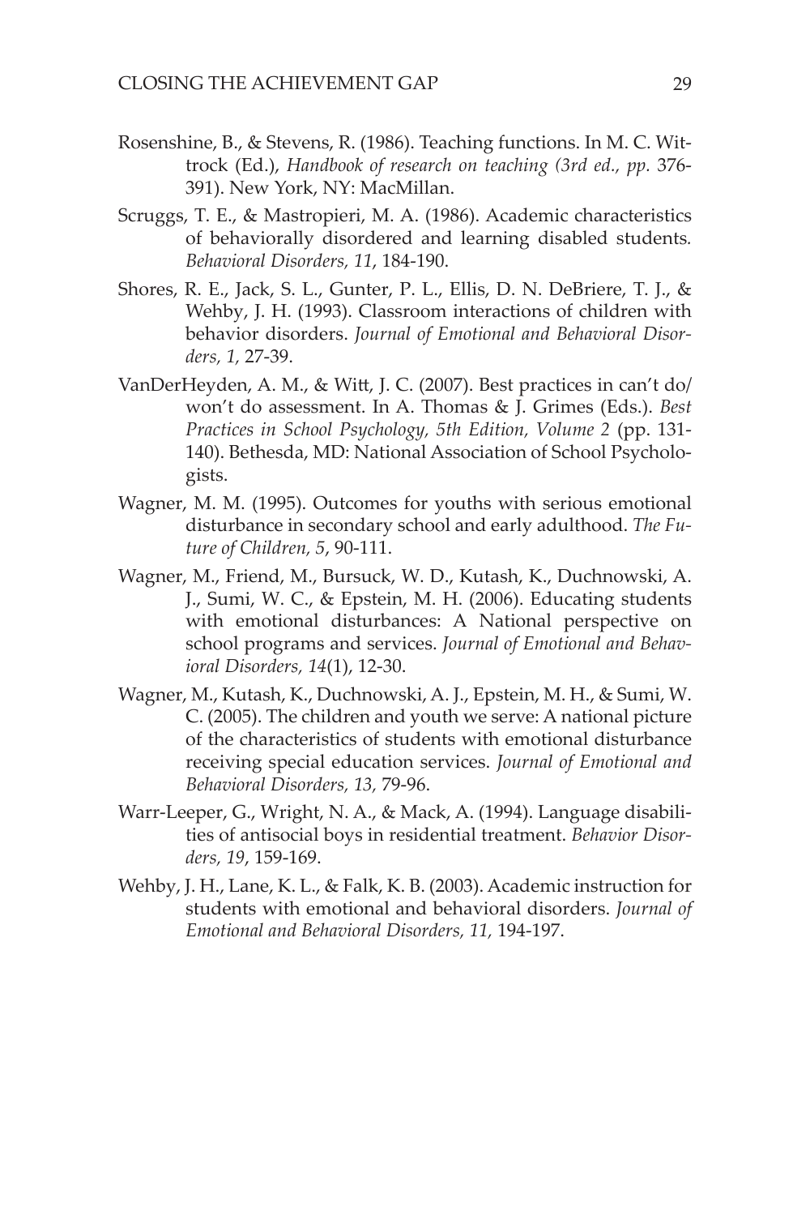Rosenshine, B., & Stevens, R. (1986). Teaching functions. In M. C. Wittrock (Ed.), *Handbook of research on teaching (3rd ed., pp.* 376-391). New York, NY: MacMillan.

Scruggs, T. E., & Mastropieri, M. A. (1986). Academic characteristics of behaviorally disordered and learning disabled students. *Behavioral Disorders, 11*, 184-190.

Shores, R. E., Jack, S. L., Gunter, P. L., Ellis, D. N. DeBriere, T. J., & Wehby, J. H. (1993). Classroom interactions of children with behavior disorders. *Journal of Emotional and Behavioral Disorders, 1,* 27-39.

VanDerHeyden, A. M., & Witt, J. C. (2007). Best practices in can't do/won't do assessment. In A. Thomas & J. Grimes (Eds.). *Best Practices in School Psychology, 5th Edition, Volume 2* (pp. 131-140). Bethesda, MD: National Association of School Psychologists.

Wagner, M. M. (1995). Outcomes for youths with serious emotional disturbance in secondary school and early adulthood. *The Future of Children, 5*, 90-111.

Wagner, M., Friend, M., Bursuck, W. D., Kutash, K., Duchnowski, A. J., Sumi, W. C., & Epstein, M. H. (2006). Educating students with emotional disturbances: A National perspective on school programs and services. *Journal of Emotional and Behavioral Disorders, 14*(1), 12-30.

Wagner, M., Kutash, K., Duchnowski, A. J., Epstein, M. H., & Sumi, W. C. (2005). The children and youth we serve: A national picture of the characteristics of students with emotional disturbance receiving special education services. *Journal of Emotional and Behavioral Disorders, 13,* 79-96.

Warr-Leeper, G., Wright, N. A., & Mack, A. (1994). Language disabilities of antisocial boys in residential treatment. *Behavior Disorders, 19*, 159-169.

Wehby, J. H., Lane, K. L., & Falk, K. B. (2003). Academic instruction for students with emotional and behavioral disorders. *Journal of Emotional and Behavioral Disorders, 11,* 194-197.